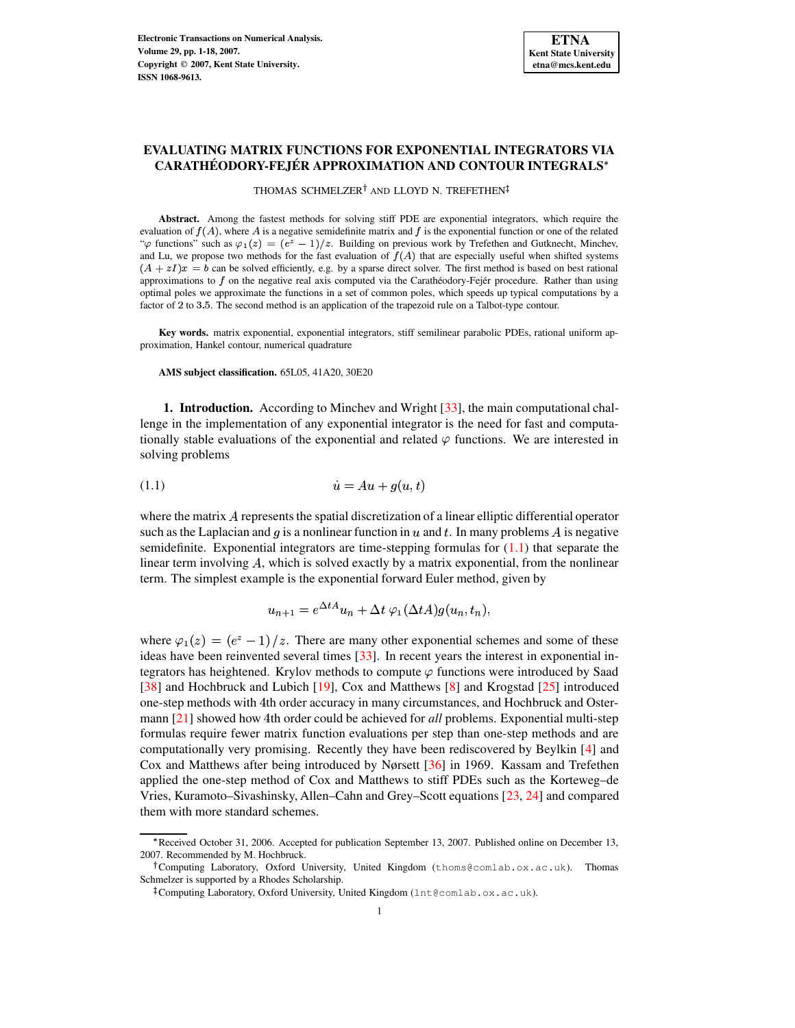# EVALUATING MATRIX FUNCTIONS FOR EXPONENTIAL INTEGRATORS VIA CARATHÉODORY-FEJÉR APPROXIMATION AND CONTOUR INTEGRALS*

THOMAS SCHMELZER† AND LLOYD N. TREFETHEN‡

**Abstract.** Among the fastest methods for solving stiff PDE are exponential integrators, which require the evaluation of $f(A)$, where $A$ is a negative semidefinite matrix and $f$ is the exponential function or one of the related "$\varphi$ functions" such as $\varphi_1(z) = (e^z - 1)/z$. Building on previous work by Trefethen and Gutknecht, Minchev, and Lu, we propose two methods for the fast evaluation of $f(A)$ that are especially useful when shifted systems $(A + zI)x = b$ can be solved efficiently, e.g. by a sparse direct solver. The first method is based on best rational approximations to $f$ on the negative real axis computed via the Carathéodory-Fejér procedure. Rather than using optimal poles we approximate the functions in a set of common poles, which speeds up typical computations by a factor of 2 to 3.5. The second method is an application of the trapezoid rule on a Talbot-type contour.

**Key words.** matrix exponential, exponential integrators, stiff semilinear parabolic PDEs, rational uniform approximation, Hankel contour, numerical quadrature

**AMS subject classification.** 65L05, 41A20, 30E20

**1. Introduction.** According to Minchev and Wright [33], the main computational challenge in the implementation of any exponential integrator is the need for fast and computationally stable evaluations of the exponential and related $\varphi$ functions. We are interested in solving problems

$$\dot{u} = Au + g(u, t) \tag{1.1}$$

where the matrix $A$ represents the spatial discretization of a linear elliptic differential operator such as the Laplacian and $g$ is a nonlinear function in $u$ and $t$. In many problems $A$ is negative semidefinite. Exponential integrators are time-stepping formulas for (1.1) that separate the linear term involving $A$, which is solved exactly by a matrix exponential, from the nonlinear term. The simplest example is the exponential forward Euler method, given by

$$u_{n+1} = e^{\Delta t A} u_n + \Delta t\, \varphi_1(\Delta t A) g(u_n, t_n),$$

where $\varphi_1(z) = (e^z - 1)/z$. There are many other exponential schemes and some of these ideas have been reinvented several times [33]. In recent years the interest in exponential integrators has heightened. Krylov methods to compute $\varphi$ functions were introduced by Saad [38] and Hochbruck and Lubich [19], Cox and Matthews [8] and Krogstad [25] introduced one-step methods with 4th order accuracy in many circumstances, and Hochbruck and Ostermann [21] showed how 4th order could be achieved for *all* problems. Exponential multi-step formulas require fewer matrix function evaluations per step than one-step methods and are computationally very promising. Recently they have been rediscovered by Beylkin [4] and Cox and Matthews after being introduced by Nørsett [36] in 1969. Kassam and Trefethen applied the one-step method of Cox and Matthews to stiff PDEs such as the Korteweg–de Vries, Kuramoto–Sivashinsky, Allen–Cahn and Grey–Scott equations [23, 24] and compared them with more standard schemes.

*Received October 31, 2006. Accepted for publication September 13, 2007. Published online on December 13, 2007. Recommended by M. Hochbruck.

†Computing Laboratory, Oxford University, United Kingdom (thoms@comlab.ox.ac.uk). Thomas Schmelzer is supported by a Rhodes Scholarship.

‡Computing Laboratory, Oxford University, United Kingdom (lnt@comlab.ox.ac.uk).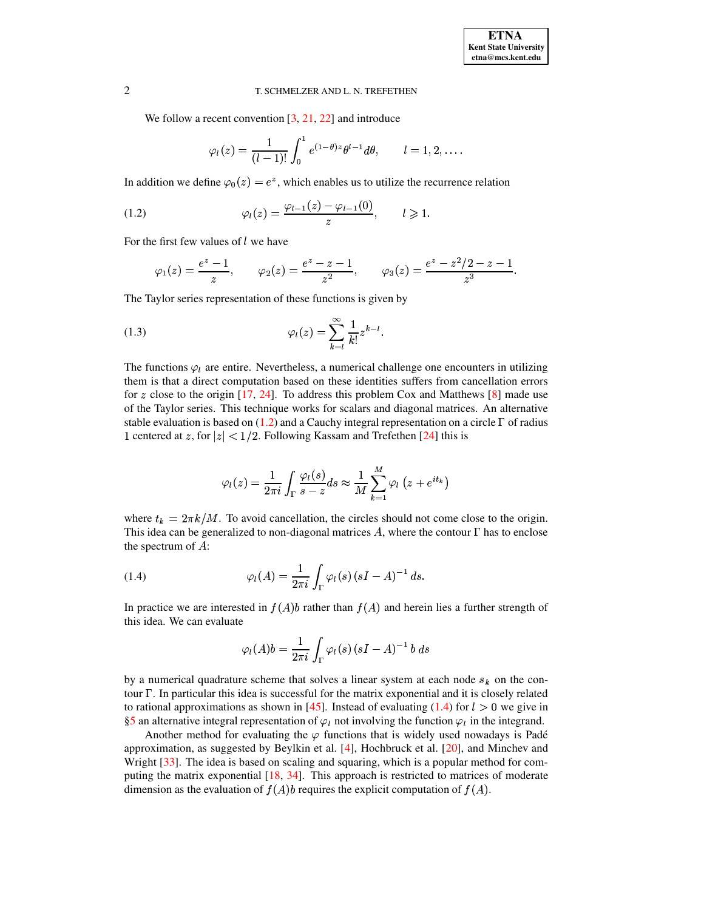We follow a recent convention [3, 21, 22] and introduce

$$\varphi_l(z) = \frac{1}{(l-1)!}\int_0^1 e^{(1-\theta)z}\theta^{l-1}d\theta, \qquad l = 1, 2, \dots.$$

In addition we define $\varphi_0(z) = e^z$, which enables us to utilize the recurrence relation

$$\varphi_l(z) = \frac{\varphi_{l-1}(z) - \varphi_{l-1}(0)}{z}, \qquad l \geqslant 1. \tag{1.2}$$

For the first few values of $l$ we have

$$\varphi_1(z) = \frac{e^z - 1}{z}, \qquad \varphi_2(z) = \frac{e^z - z - 1}{z^2}, \qquad \varphi_3(z) = \frac{e^z - z^2/2 - z - 1}{z^3}.$$

The Taylor series representation of these functions is given by

$$\varphi_l(z) = \sum_{k=l}^{\infty} \frac{1}{k!} z^{k-l}. \tag{1.3}$$

The functions $\varphi_l$ are entire. Nevertheless, a numerical challenge one encounters in utilizing them is that a direct computation based on these identities suffers from cancellation errors for $z$ close to the origin [17, 24]. To address this problem Cox and Matthews [8] made use of the Taylor series. This technique works for scalars and diagonal matrices. An alternative stable evaluation is based on (1.2) and a Cauchy integral representation on a circle $\Gamma$ of radius 1 centered at $z$, for $|z| < 1/2$. Following Kassam and Trefethen [24] this is

$$\varphi_l(z) = \frac{1}{2\pi i}\int_\Gamma \frac{\varphi_l(s)}{s - z} ds \approx \frac{1}{M}\sum_{k=1}^{M} \varphi_l\left(z + e^{it_k}\right)$$

where $t_k = 2\pi k/M$. To avoid cancellation, the circles should not come close to the origin. This idea can be generalized to non-diagonal matrices $A$, where the contour $\Gamma$ has to enclose the spectrum of $A$:

$$\varphi_l(A) = \frac{1}{2\pi i}\int_\Gamma \varphi_l(s)\left(sI - A\right)^{-1} ds. \tag{1.4}$$

In practice we are interested in $f(A)b$ rather than $f(A)$ and herein lies a further strength of this idea. We can evaluate

$$\varphi_l(A)b = \frac{1}{2\pi i}\int_\Gamma \varphi_l(s)\left(sI - A\right)^{-1} b\, ds$$

by a numerical quadrature scheme that solves a linear system at each node $s_k$ on the contour $\Gamma$. In particular this idea is successful for the matrix exponential and it is closely related to rational approximations as shown in [45]. Instead of evaluating (1.4) for $l > 0$ we give in §5 an alternative integral representation of $\varphi_l$ not involving the function $\varphi_l$ in the integrand.

Another method for evaluating the $\varphi$ functions that is widely used nowadays is Padé approximation, as suggested by Beylkin et al. [4], Hochbruck et al. [20], and Minchev and Wright [33]. The idea is based on scaling and squaring, which is a popular method for computing the matrix exponential [18, 34]. This approach is restricted to matrices of moderate dimension as the evaluation of $f(A)b$ requires the explicit computation of $f(A)$.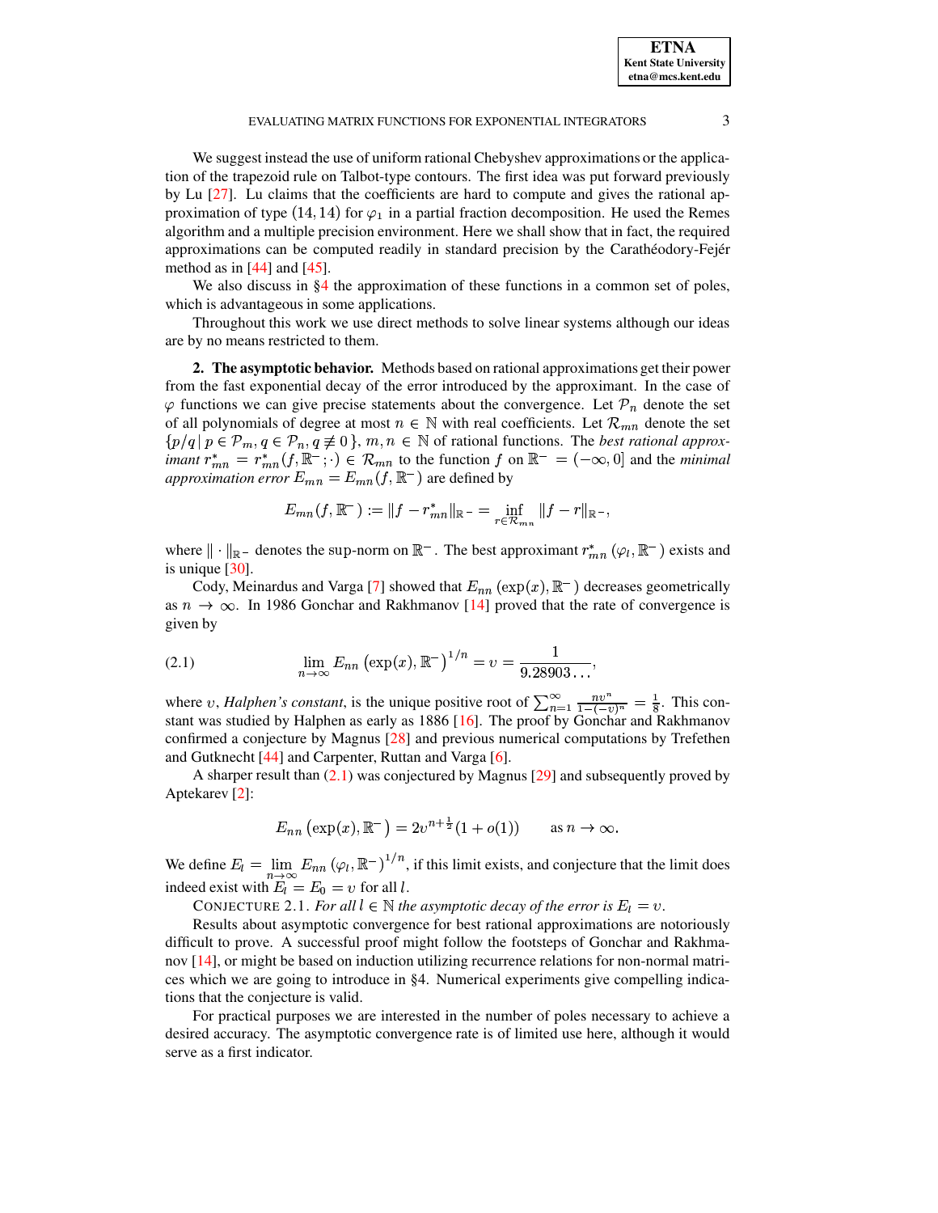We suggest instead the use of uniform rational Chebyshev approximations or the application of the trapezoid rule on Talbot-type contours. The first idea was put forward previously by Lu [27]. Lu claims that the coefficients are hard to compute and gives the rational approximation of type $(14, 14)$ for $\varphi_1$ in a partial fraction decomposition. He used the Remes algorithm and a multiple precision environment. Here we shall show that in fact, the required approximations can be computed readily in standard precision by the Carathéodory-Fejér method as in [44] and [45].

We also discuss in §4 the approximation of these functions in a common set of poles, which is advantageous in some applications.

Throughout this work we use direct methods to solve linear systems although our ideas are by no means restricted to them.

**2. The asymptotic behavior.** Methods based on rational approximations get their power from the fast exponential decay of the error introduced by the approximant. In the case of $\varphi$ functions we can give precise statements about the convergence. Let $\mathcal{P}_n$ denote the set of all polynomials of degree at most $n \in \mathbb{N}$ with real coefficients. Let $\mathcal{R}_{mn}$ denote the set $\{p/q \,|\, p \in \mathcal{P}_m, q \in \mathcal{P}_n, q \not\equiv 0\}$, $m, n \in \mathbb{N}$ of rational functions. The *best rational approximant* $r^*_{mn} = r^*_{mn}(f, \mathbb{R}^-; \cdot) \in \mathcal{R}_{mn}$ to the function $f$ on $\mathbb{R}^- = (-\infty, 0]$ and the *minimal approximation error* $E_{mn} = E_{mn}(f, \mathbb{R}^-)$ are defined by

$$E_{mn}(f, \mathbb{R}^-) := \|f - r^*_{mn}\|_{\mathbb{R}^-} = \inf_{r \in \mathcal{R}_{mn}} \|f - r\|_{\mathbb{R}^-},$$

where $\|\cdot\|_{\mathbb{R}^-}$ denotes the sup-norm on $\mathbb{R}^-$. The best approximant $r^*_{mn}(\varphi_l, \mathbb{R}^-)$ exists and is unique [30].

Cody, Meinardus and Varga [7] showed that $E_{nn}(\exp(x), \mathbb{R}^-)$ decreases geometrically as $n \to \infty$. In 1986 Gonchar and Rakhmanov [14] proved that the rate of convergence is given by

$$\lim_{n\to\infty} E_{nn}\left(\exp(x), \mathbb{R}^-\right)^{1/n} = \upsilon = \frac{1}{9.28903\ldots}, \tag{2.1}$$

where $\upsilon$, *Halphen's constant*, is the unique positive root of $\sum_{n=1}^{\infty} \frac{n\upsilon^n}{1-(-\upsilon)^n} = \frac{1}{8}$. This constant was studied by Halphen as early as 1886 [16]. The proof by Gonchar and Rakhmanov confirmed a conjecture by Magnus [28] and previous numerical computations by Trefethen and Gutknecht [44] and Carpenter, Ruttan and Varga [6].

A sharper result than (2.1) was conjectured by Magnus [29] and subsequently proved by Aptekarev [2]:

$$E_{nn}\left(\exp(x), \mathbb{R}^-\right) = 2\upsilon^{n+\frac{1}{2}}(1 + o(1)) \qquad \text{as } n \to \infty.$$

We define $E_l = \lim_{n\to\infty} E_{nn}\left(\varphi_l, \mathbb{R}^-\right)^{1/n}$, if this limit exists, and conjecture that the limit does indeed exist with $E_l = E_0 = \upsilon$ for all $l$.

CONJECTURE 2.1. *For all $l \in \mathbb{N}$ the asymptotic decay of the error is $E_l = \upsilon$.*

Results about asymptotic convergence for best rational approximations are notoriously difficult to prove. A successful proof might follow the footsteps of Gonchar and Rakhmanov [14], or might be based on induction utilizing recurrence relations for non-normal matrices which we are going to introduce in §4. Numerical experiments give compelling indications that the conjecture is valid.

For practical purposes we are interested in the number of poles necessary to achieve a desired accuracy. The asymptotic convergence rate is of limited use here, although it would serve as a first indicator.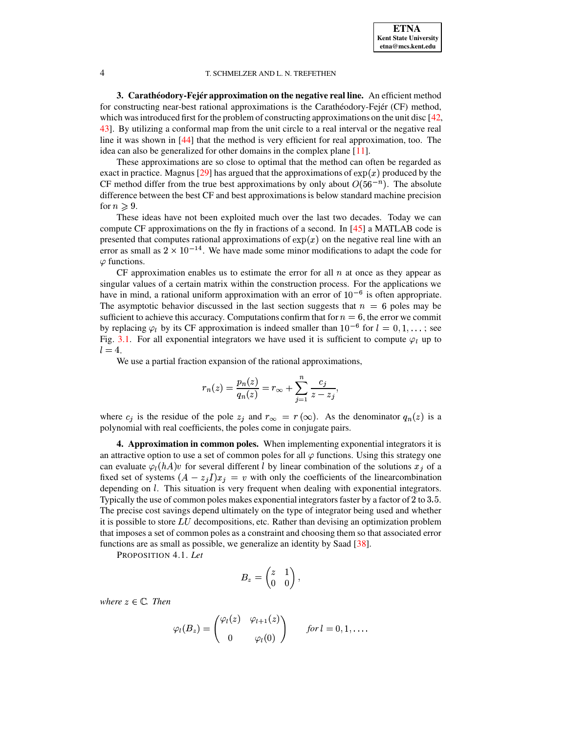## 3. Carathéodory-Fejér approximation on the negative real line.

An efficient method for constructing near-best rational approximations is the Carathéodory-Fejér (CF) method, which was introduced first for the problem of constructing approximations on the unit disc [42, 43]. By utilizing a conformal map from the unit circle to a real interval or the negative real line it was shown in [44] that the method is very efficient for real approximation, too. The idea can also be generalized for other domains in the complex plane [11].

These approximations are so close to optimal that the method can often be regarded as exact in practice. Magnus [29] has argued that the approximations of $\exp(x)$ produced by the CF method differ from the true best approximations by only about $O(56^{-n})$. The absolute difference between the best CF and best approximations is below standard machine precision for $n \geqslant 9$.

These ideas have not been exploited much over the last two decades. Today we can compute CF approximations on the fly in fractions of a second. In [45] a MATLAB code is presented that computes rational approximations of $\exp(x)$ on the negative real line with an error as small as $2 \times 10^{-14}$. We have made some minor modifications to adapt the code for $\varphi$ functions.

CF approximation enables us to estimate the error for all $n$ at once as they appear as singular values of a certain matrix within the construction process. For the applications we have in mind, a rational uniform approximation with an error of $10^{-6}$ is often appropriate. The asymptotic behavior discussed in the last section suggests that $n = 6$ poles may be sufficient to achieve this accuracy. Computations confirm that for $n = 6$, the error we commit by replacing $\varphi_l$ by its CF approximation is indeed smaller than $10^{-6}$ for $l = 0, 1, \ldots$; see Fig. 3.1. For all exponential integrators we have used it is sufficient to compute $\varphi_l$ up to $l = 4$.

We use a partial fraction expansion of the rational approximations,

$$r_n(z) = \frac{p_n(z)}{q_n(z)} = r_\infty + \sum_{j=1}^{n} \frac{c_j}{z - z_j},$$

where $c_j$ is the residue of the pole $z_j$ and $r_\infty = r(\infty)$. As the denominator $q_n(z)$ is a polynomial with real coefficients, the poles come in conjugate pairs.

## 4. Approximation in common poles.

When implementing exponential integrators it is an attractive option to use a set of common poles for all $\varphi$ functions. Using this strategy one can evaluate $\varphi_l(hA)v$ for several different $l$ by linear combination of the solutions $x_j$ of a fixed set of systems $(A - z_j I)x_j = v$ with only the coefficients of the linearcombination depending on $l$. This situation is very frequent when dealing with exponential integrators. Typically the use of common poles makes exponential integrators faster by a factor of 2 to 3.5. The precise cost savings depend ultimately on the type of integrator being used and whether it is possible to store $LU$ decompositions, etc. Rather than devising an optimization problem that imposes a set of common poles as a constraint and choosing them so that associated error functions are as small as possible, we generalize an identity by Saad [38].

PROPOSITION 4.1. *Let*

$$B_z = \begin{pmatrix} z & 1 \\ 0 & 0 \end{pmatrix},$$

*where* $z \in \mathbb{C}$. *Then*

$$\varphi_l(B_z) = \begin{pmatrix} \varphi_l(z) & \varphi_{l+1}(z) \\ 0 & \varphi_l(0) \end{pmatrix} \qquad \textit{for } l = 0, 1, \ldots.$$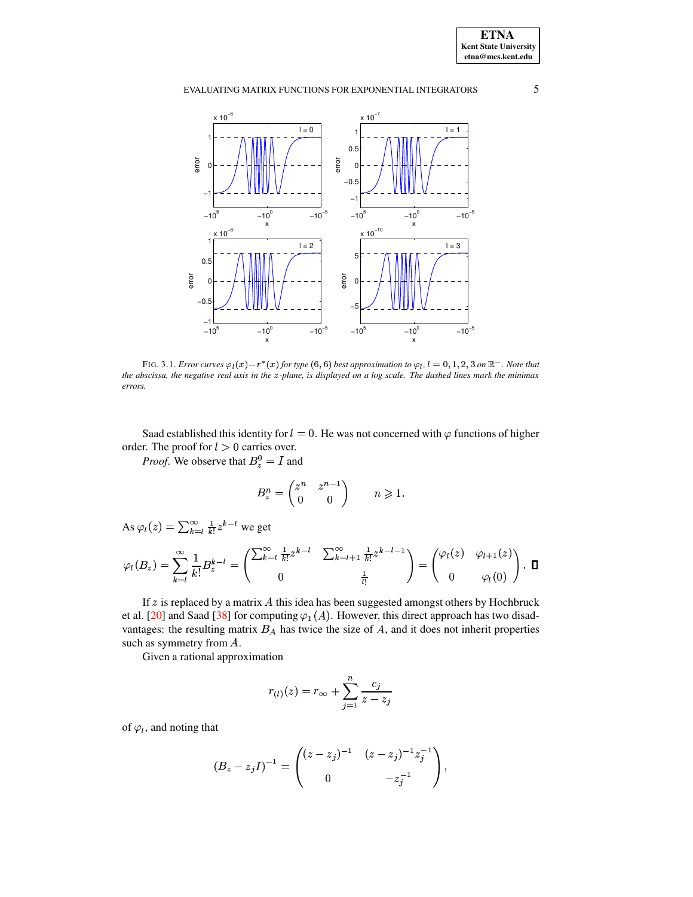FIG. 3.1. *Error curves $\varphi_l(x) - r^*(x)$ for type $(6,6)$ best approximation to $\varphi_l$, $l = 0,1,2,3$ on $\mathbb{R}^-$. Note that the abscissa, the negative real axis in the $z$-plane, is displayed on a log scale. The dashed lines mark the minimax errors.*

Saad established this identity for $l = 0$. He was not concerned with $\varphi$ functions of higher order. The proof for $l > 0$ carries over.

*Proof*. We observe that $B_z^0 = I$ and

$$B_z^n = \begin{pmatrix} z^n & z^{n-1} \\ 0 & 0 \end{pmatrix} \qquad n \geqslant 1.$$

As $\varphi_l(z) = \sum_{k=l}^{\infty} \frac{1}{k!} z^{k-l}$ we get

$$\varphi_l(B_z) = \sum_{k=l}^{\infty} \frac{1}{k!} B_z^{k-l} = \begin{pmatrix} \sum_{k=l}^{\infty} \frac{1}{k!} z^{k-l} & \sum_{k=l+1}^{\infty} \frac{1}{k!} z^{k-l-1} \\ 0 & \frac{1}{l!} \end{pmatrix} = \begin{pmatrix} \varphi_l(z) & \varphi_{l+1}(z) \\ 0 & \varphi_l(0) \end{pmatrix}. \ \square$$

If $z$ is replaced by a matrix $A$ this idea has been suggested amongst others by Hochbruck et al. [20] and Saad [38] for computing $\varphi_1(A)$. However, this direct approach has two disadvantages: the resulting matrix $B_A$ has twice the size of $A$, and it does not inherit properties such as symmetry from $A$.

Given a rational approximation

$$r_{(l)}(z) = r_\infty + \sum_{j=1}^{n} \frac{c_j}{z - z_j}$$

of $\varphi_l$, and noting that

$$(B_z - z_j I)^{-1} = \begin{pmatrix} (z - z_j)^{-1} & (z - z_j)^{-1} z_j^{-1} \\ 0 & -z_j^{-1} \end{pmatrix},$$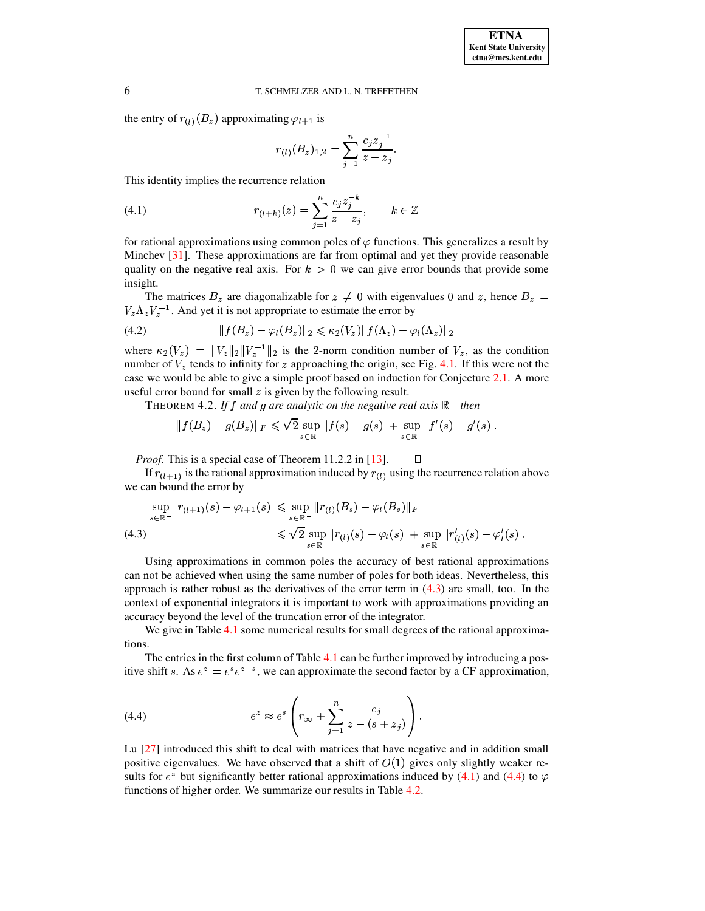the entry of $r_{(l)}(B_z)$ approximating $\varphi_{l+1}$ is

$$r_{(l)}(B_z)_{1,2} = \sum_{j=1}^{n} \frac{c_j z_j^{-1}}{z - z_j}.$$

This identity implies the recurrence relation

$$r_{(l+k)}(z) = \sum_{j=1}^{n} \frac{c_j z_j^{-k}}{z - z_j}, \qquad k \in \mathbb{Z} \tag{4.1}$$

for rational approximations using common poles of $\varphi$ functions. This generalizes a result by Minchev [31]. These approximations are far from optimal and yet they provide reasonable quality on the negative real axis. For $k > 0$ we can give error bounds that provide some insight.

The matrices $B_z$ are diagonalizable for $z \neq 0$ with eigenvalues 0 and $z$, hence $B_z = V_z \Lambda_z V_z^{-1}$. And yet it is not appropriate to estimate the error by

$$\|f(B_z) - \varphi_l(B_z)\|_2 \leqslant \kappa_2(V_z) \|f(\Lambda_z) - \varphi_l(\Lambda_z)\|_2 \tag{4.2}$$

where $\kappa_2(V_z) = \|V_z\|_2 \|V_z^{-1}\|_2$ is the 2-norm condition number of $V_z$, as the condition number of $V_z$ tends to infinity for $z$ approaching the origin, see Fig. 4.1. If this were not the case we would be able to give a simple proof based on induction for Conjecture 2.1. A more useful error bound for small $z$ is given by the following result.

THEOREM 4.2. *If $f$ and $g$ are analytic on the negative real axis $\mathbb{R}^-$ then*

$$\|f(B_z) - g(B_z)\|_F \leqslant \sqrt{2} \sup_{s \in \mathbb{R}^-} |f(s) - g(s)| + \sup_{s \in \mathbb{R}^-} |f'(s) - g'(s)|.$$

*Proof*. This is a special case of Theorem 11.2.2 in [13]. ☐

If $r_{(l+1)}$ is the rational approximation induced by $r_{(l)}$ using the recurrence relation above we can bound the error by

$$\begin{aligned}
\sup_{s \in \mathbb{R}^-} |r_{(l+1)}(s) - \varphi_{l+1}(s)| &\leqslant \sup_{s \in \mathbb{R}^-} \|r_{(l)}(B_s) - \varphi_l(B_s)\|_F \\
&\leqslant \sqrt{2} \sup_{s \in \mathbb{R}^-} |r_{(l)}(s) - \varphi_l(s)| + \sup_{s \in \mathbb{R}^-} |r'_{(l)}(s) - \varphi'_l(s)|.
\end{aligned} \tag{4.3}$$

Using approximations in common poles the accuracy of best rational approximations can not be achieved when using the same number of poles for both ideas. Nevertheless, this approach is rather robust as the derivatives of the error term in (4.3) are small, too. In the context of exponential integrators it is important to work with approximations providing an accuracy beyond the level of the truncation error of the integrator.

We give in Table 4.1 some numerical results for small degrees of the rational approximations.

The entries in the first column of Table 4.1 can be further improved by introducing a positive shift $s$. As $e^z = e^s e^{z-s}$, we can approximate the second factor by a CF approximation,

$$e^z \approx e^s \left( r_\infty + \sum_{j=1}^{n} \frac{c_j}{z - (s + z_j)} \right). \tag{4.4}$$

Lu [27] introduced this shift to deal with matrices that have negative and in addition small positive eigenvalues. We have observed that a shift of $O(1)$ gives only slightly weaker results for $e^z$ but significantly better rational approximations induced by (4.1) and (4.4) to $\varphi$ functions of higher order. We summarize our results in Table 4.2.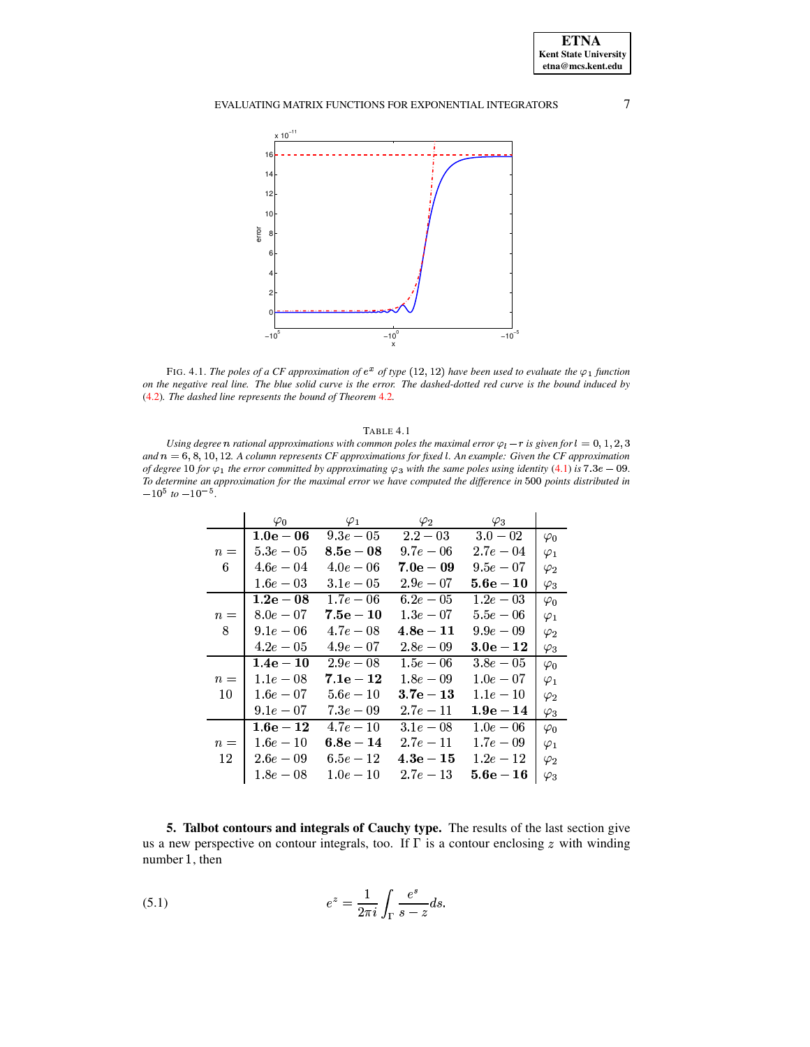FIG. 4.1. *The poles of a CF approximation of $e^x$ of type $(12, 12)$ have been used to evaluate the $\varphi_1$ function on the negative real line. The blue solid curve is the error. The dashed-dotted red curve is the bound induced by (4.2). The dashed line represents the bound of Theorem 4.2.*

TABLE 4.1

*Using degree $n$ rational approximations with common poles the maximal error $\varphi_l - r$ is given for $l = 0, 1, 2, 3$ and $n = 6, 8, 10, 12$. A column represents CF approximations for fixed $l$. An example: Given the CF approximation of degree 10 for $\varphi_1$ the error committed by approximating $\varphi_3$ with the same poles using identity (4.1) is $7.3e-09$. To determine an approximation for the maximal error we have computed the difference in 500 points distributed in $-10^5$ to $-10^{-5}$.*

| | $\varphi_0$ | $\varphi_1$ | $\varphi_2$ | $\varphi_3$ | |
|---|---|---|---|---|---|
| | $\mathbf{1.0e-06}$ | $9.3e-05$ | $2.2-03$ | $3.0-02$ | $\varphi_0$ |
| $n=$ | $5.3e-05$ | $\mathbf{8.5e-08}$ | $9.7e-06$ | $2.7e-04$ | $\varphi_1$ |
| 6 | $4.6e-04$ | $4.0e-06$ | $\mathbf{7.0e-09}$ | $9.5e-07$ | $\varphi_2$ |
| | $1.6e-03$ | $3.1e-05$ | $2.9e-07$ | $\mathbf{5.6e-10}$ | $\varphi_3$ |
| | $\mathbf{1.2e-08}$ | $1.7e-06$ | $6.2e-05$ | $1.2e-03$ | $\varphi_0$ |
| $n=$ | $8.0e-07$ | $\mathbf{7.5e-10}$ | $1.3e-07$ | $5.5e-06$ | $\varphi_1$ |
| 8 | $9.1e-06$ | $4.7e-08$ | $\mathbf{4.8e-11}$ | $9.9e-09$ | $\varphi_2$ |
| | $4.2e-05$ | $4.9e-07$ | $2.8e-09$ | $\mathbf{3.0e-12}$ | $\varphi_3$ |
| | $\mathbf{1.4e-10}$ | $2.9e-08$ | $1.5e-06$ | $3.8e-05$ | $\varphi_0$ |
| $n=$ | $1.1e-08$ | $\mathbf{7.1e-12}$ | $1.8e-09$ | $1.0e-07$ | $\varphi_1$ |
| 10 | $1.6e-07$ | $5.6e-10$ | $\mathbf{3.7e-13}$ | $1.1e-10$ | $\varphi_2$ |
| | $9.1e-07$ | $7.3e-09$ | $2.7e-11$ | $\mathbf{1.9e-14}$ | $\varphi_3$ |
| | $\mathbf{1.6e-12}$ | $4.7e-10$ | $3.1e-08$ | $1.0e-06$ | $\varphi_0$ |
| $n=$ | $1.6e-10$ | $\mathbf{6.8e-14}$ | $2.7e-11$ | $1.7e-09$ | $\varphi_1$ |
| 12 | $2.6e-09$ | $6.5e-12$ | $\mathbf{4.3e-15}$ | $1.2e-12$ | $\varphi_2$ |
| | $1.8e-08$ | $1.0e-10$ | $2.7e-13$ | $\mathbf{5.6e-16}$ | $\varphi_3$ |

**5. Talbot contours and integrals of Cauchy type.** The results of the last section give us a new perspective on contour integrals, too. If $\Gamma$ is a contour enclosing $z$ with winding number 1, then

$$e^z = \frac{1}{2\pi i} \int_\Gamma \frac{e^s}{s-z} ds. \tag{5.1}$$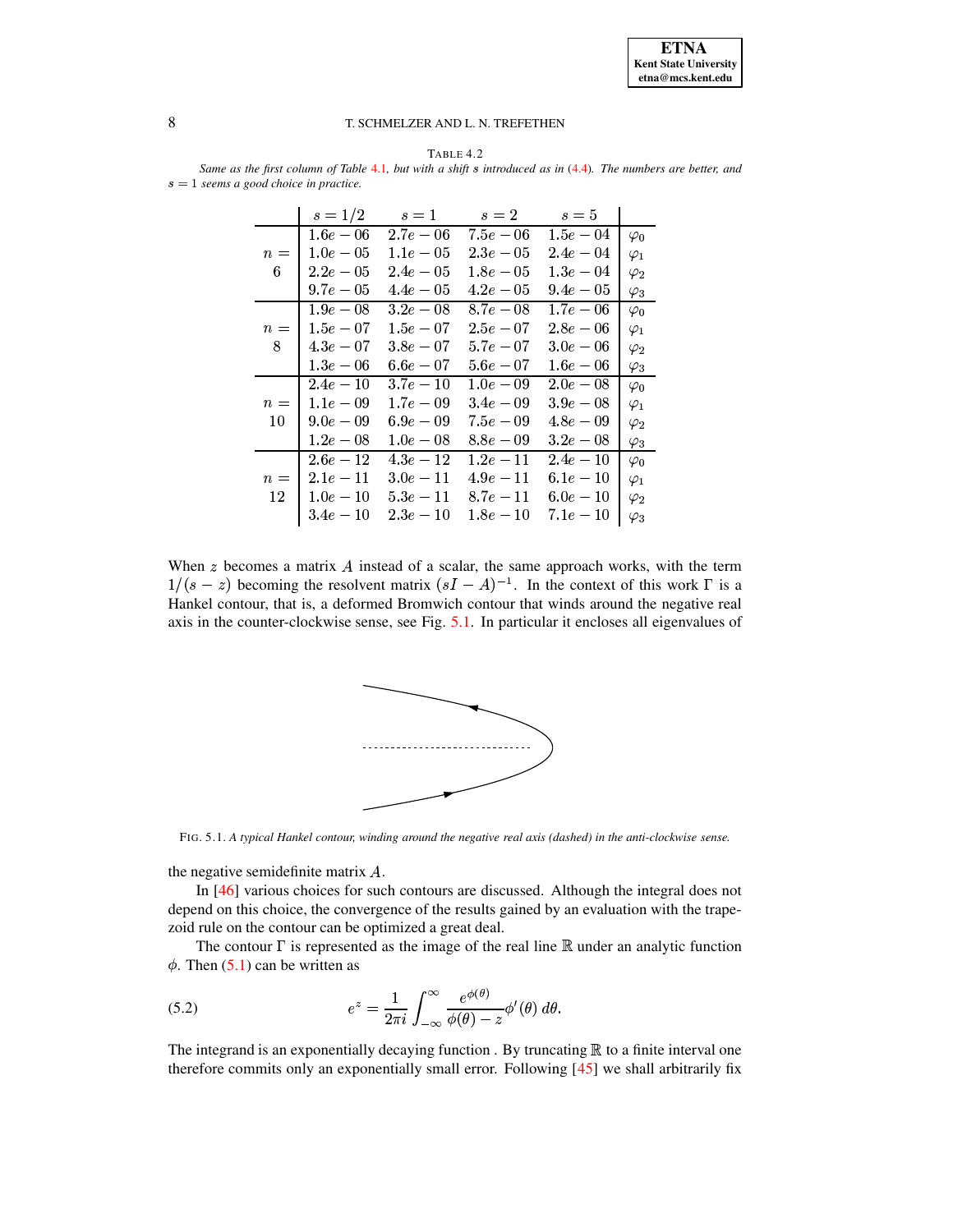TABLE 4.2

*Same as the first column of Table 4.1, but with a shift $s$ introduced as in (4.4). The numbers are better, and $s = 1$ seems a good choice in practice.*

| | $s = 1/2$ | $s = 1$ | $s = 2$ | $s = 5$ | |
|---|---|---|---|---|---|
| | $1.6e-06$ | $2.7e-06$ | $7.5e-06$ | $1.5e-04$ | $\varphi_0$ |
| $n =$ | $1.0e-05$ | $1.1e-05$ | $2.3e-05$ | $2.4e-04$ | $\varphi_1$ |
| 6 | $2.2e-05$ | $2.4e-05$ | $1.8e-05$ | $1.3e-04$ | $\varphi_2$ |
| | $9.7e-05$ | $4.4e-05$ | $4.2e-05$ | $9.4e-05$ | $\varphi_3$ |
| | $1.9e-08$ | $3.2e-08$ | $8.7e-08$ | $1.7e-06$ | $\varphi_0$ |
| $n =$ | $1.5e-07$ | $1.5e-07$ | $2.5e-07$ | $2.8e-06$ | $\varphi_1$ |
| 8 | $4.3e-07$ | $3.8e-07$ | $5.7e-07$ | $3.0e-06$ | $\varphi_2$ |
| | $1.3e-06$ | $6.6e-07$ | $5.6e-07$ | $1.6e-06$ | $\varphi_3$ |
| | $2.4e-10$ | $3.7e-10$ | $1.0e-09$ | $2.0e-08$ | $\varphi_0$ |
| $n =$ | $1.1e-09$ | $1.7e-09$ | $3.4e-09$ | $3.9e-08$ | $\varphi_1$ |
| 10 | $9.0e-09$ | $6.9e-09$ | $7.5e-09$ | $4.8e-09$ | $\varphi_2$ |
| | $1.2e-08$ | $1.0e-08$ | $8.8e-09$ | $3.2e-08$ | $\varphi_3$ |
| | $2.6e-12$ | $4.3e-12$ | $1.2e-11$ | $2.4e-10$ | $\varphi_0$ |
| $n =$ | $2.1e-11$ | $3.0e-11$ | $4.9e-11$ | $6.1e-10$ | $\varphi_1$ |
| 12 | $1.0e-10$ | $5.3e-11$ | $8.7e-11$ | $6.0e-10$ | $\varphi_2$ |
| | $3.4e-10$ | $2.3e-10$ | $1.8e-10$ | $7.1e-10$ | $\varphi_3$ |

When $z$ becomes a matrix $A$ instead of a scalar, the same approach works, with the term $1/(s-z)$ becoming the resolvent matrix $(sI-A)^{-1}$. In the context of this work $\Gamma$ is a Hankel contour, that is, a deformed Bromwich contour that winds around the negative real axis in the counter-clockwise sense, see Fig. 5.1. In particular it encloses all eigenvalues of the negative semidefinite matrix $A$.

FIG. 5.1. *A typical Hankel contour, winding around the negative real axis (dashed) in the anti-clockwise sense.*

In [46] various choices for such contours are discussed. Although the integral does not depend on this choice, the convergence of the results gained by an evaluation with the trapezoid rule on the contour can be optimized a great deal.

The contour $\Gamma$ is represented as the image of the real line $\mathbb{R}$ under an analytic function $\phi$. Then (5.1) can be written as

$$e^z = \frac{1}{2\pi i}\int_{-\infty}^{\infty} \frac{e^{\phi(\theta)}}{\phi(\theta)-z}\phi'(\theta)\,d\theta. \tag{5.2}$$

The integrand is an exponentially decaying function . By truncating $\mathbb{R}$ to a finite interval one therefore commits only an exponentially small error. Following [45] we shall arbitrarily fix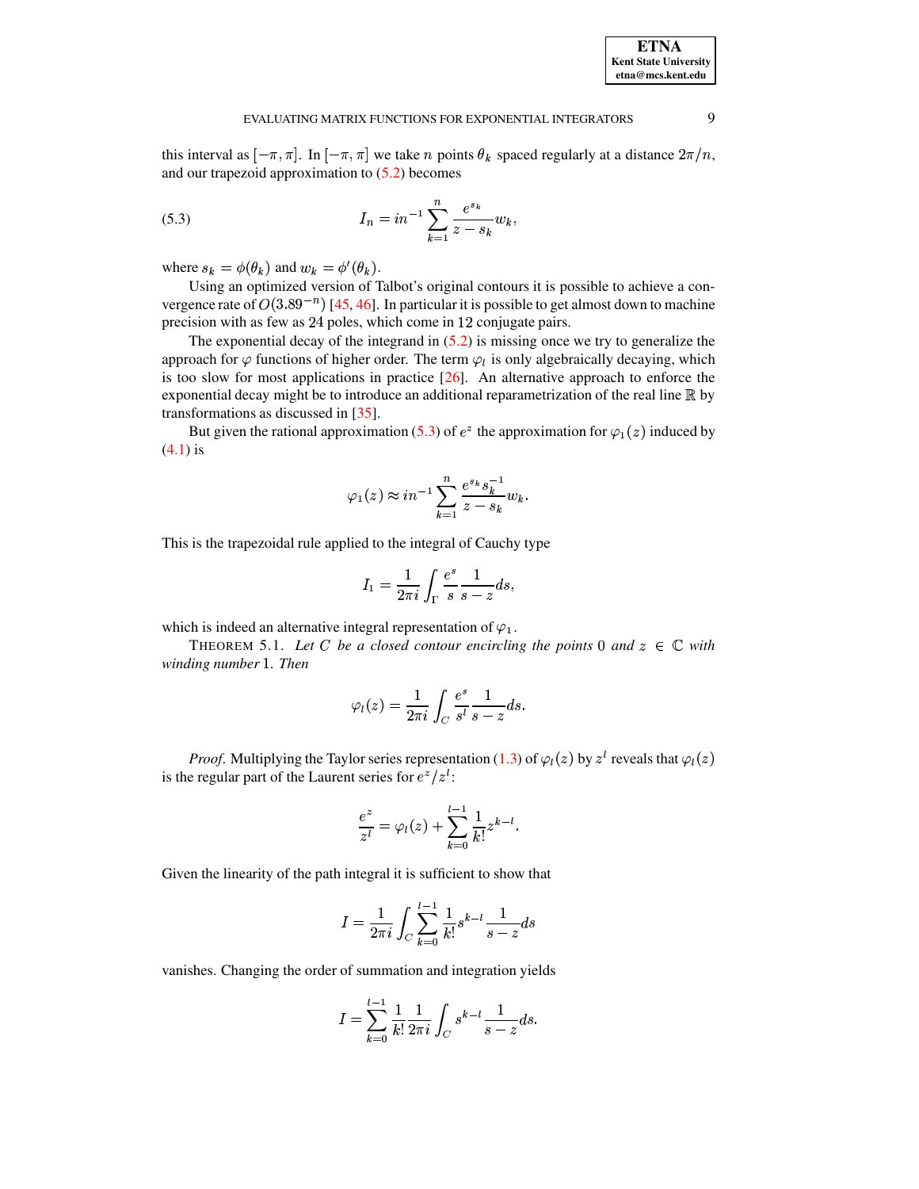this interval as $[-\pi, \pi]$. In $[-\pi, \pi]$ we take $n$ points $\theta_k$ spaced regularly at a distance $2\pi/n$, and our trapezoid approximation to (5.2) becomes

$$I_n = in^{-1} \sum_{k=1}^{n} \frac{e^{s_k}}{z - s_k} w_k, \tag{5.3}$$

where $s_k = \phi(\theta_k)$ and $w_k = \phi'(\theta_k)$.

Using an optimized version of Talbot's original contours it is possible to achieve a convergence rate of $O(3.89^{-n})$ [45, 46]. In particular it is possible to get almost down to machine precision with as few as 24 poles, which come in 12 conjugate pairs.

The exponential decay of the integrand in (5.2) is missing once we try to generalize the approach for $\varphi$ functions of higher order. The term $\varphi_l$ is only algebraically decaying, which is too slow for most applications in practice [26]. An alternative approach to enforce the exponential decay might be to introduce an additional reparametrization of the real line $\mathbb{R}$ by transformations as discussed in [35].

But given the rational approximation (5.3) of $e^z$ the approximation for $\varphi_1(z)$ induced by (4.1) is

$$\varphi_1(z) \approx in^{-1} \sum_{k=1}^{n} \frac{e^{s_k} s_k^{-1}}{z - s_k} w_k.$$

This is the trapezoidal rule applied to the integral of Cauchy type

$$I_1 = \frac{1}{2\pi i} \int_{\Gamma} \frac{e^s}{s} \frac{1}{s - z} ds,$$

which is indeed an alternative integral representation of $\varphi_1$.

THEOREM 5.1. *Let $C$ be a closed contour encircling the points $0$ and $z \in \mathbb{C}$ with winding number 1. Then*

$$\varphi_l(z) = \frac{1}{2\pi i} \int_C \frac{e^s}{s^l} \frac{1}{s - z} ds.$$

*Proof.* Multiplying the Taylor series representation (1.3) of $\varphi_l(z)$ by $z^l$ reveals that $\varphi_l(z)$ is the regular part of the Laurent series for $e^z/z^l$:

$$\frac{e^z}{z^l} = \varphi_l(z) + \sum_{k=0}^{l-1} \frac{1}{k!} z^{k-l}.$$

Given the linearity of the path integral it is sufficient to show that

$$I = \frac{1}{2\pi i} \int_C \sum_{k=0}^{l-1} \frac{1}{k!} s^{k-l} \frac{1}{s - z} ds$$

vanishes. Changing the order of summation and integration yields

$$I = \sum_{k=0}^{l-1} \frac{1}{k!} \frac{1}{2\pi i} \int_C s^{k-l} \frac{1}{s - z} ds.$$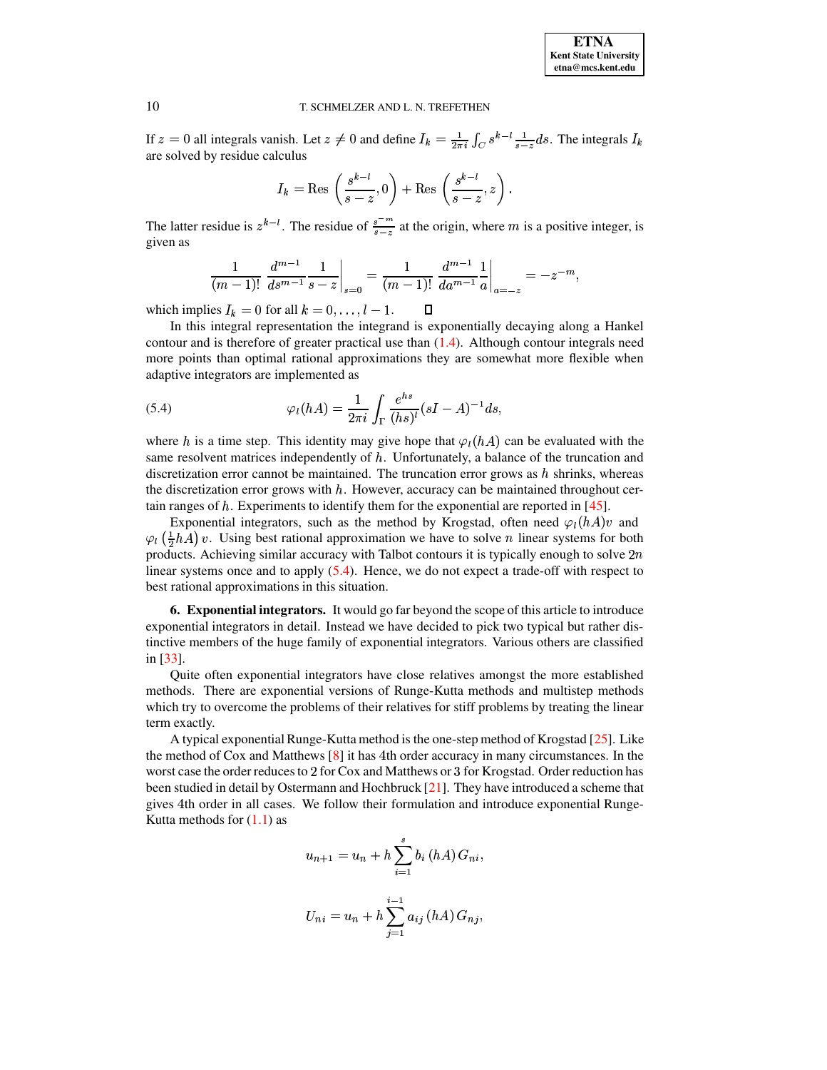If $z = 0$ all integrals vanish. Let $z \neq 0$ and define $I_k = \frac{1}{2\pi i} \int_C s^{k-l} \frac{1}{s-z} ds$. The integrals $I_k$ are solved by residue calculus

$$I_k = \text{Res}\left(\frac{s^{k-l}}{s-z}, 0\right) + \text{Res}\left(\frac{s^{k-l}}{s-z}, z\right).$$

The latter residue is $z^{k-l}$. The residue of $\frac{s^{-m}}{s-z}$ at the origin, where $m$ is a positive integer, is given as

$$\frac{1}{(m-1)!} \left.\frac{d^{m-1}}{ds^{m-1}} \frac{1}{s-z}\right|_{s=0} = \frac{1}{(m-1)!} \left.\frac{d^{m-1}}{da^{m-1}} \frac{1}{a}\right|_{a=-z} = -z^{-m},$$

which implies $I_k = 0$ for all $k = 0, \ldots, l-1$. □

In this integral representation the integrand is exponentially decaying along a Hankel contour and is therefore of greater practical use than (1.4). Although contour integrals need more points than optimal rational approximations they are somewhat more flexible when adaptive integrators are implemented as

$$\varphi_l(hA) = \frac{1}{2\pi i} \int_\Gamma \frac{e^{hs}}{(hs)^l} (sI - A)^{-1} ds, \tag{5.4}$$

where $h$ is a time step. This identity may give hope that $\varphi_l(hA)$ can be evaluated with the same resolvent matrices independently of $h$. Unfortunately, a balance of the truncation and discretization error cannot be maintained. The truncation error grows as $h$ shrinks, whereas the discretization error grows with $h$. However, accuracy can be maintained throughout certain ranges of $h$. Experiments to identify them for the exponential are reported in [45].

Exponential integrators, such as the method by Krogstad, often need $\varphi_l(hA)v$ and $\varphi_l\left(\frac{1}{2}hA\right)v$. Using best rational approximation we have to solve $n$ linear systems for both products. Achieving similar accuracy with Talbot contours it is typically enough to solve $2n$ linear systems once and to apply (5.4). Hence, we do not expect a trade-off with respect to best rational approximations in this situation.

## 6. Exponential integrators.

It would go far beyond the scope of this article to introduce exponential integrators in detail. Instead we have decided to pick two typical but rather distinctive members of the huge family of exponential integrators. Various others are classified in [33].

Quite often exponential integrators have close relatives amongst the more established methods. There are exponential versions of Runge-Kutta methods and multistep methods which try to overcome the problems of their relatives for stiff problems by treating the linear term exactly.

A typical exponential Runge-Kutta method is the one-step method of Krogstad [25]. Like the method of Cox and Matthews [8] it has 4th order accuracy in many circumstances. In the worst case the order reduces to 2 for Cox and Matthews or 3 for Krogstad. Order reduction has been studied in detail by Ostermann and Hochbruck [21]. They have introduced a scheme that gives 4th order in all cases. We follow their formulation and introduce exponential Runge-Kutta methods for (1.1) as

$$u_{n+1} = u_n + h \sum_{i=1}^{s} b_i(hA) G_{ni},$$

$$U_{ni} = u_n + h \sum_{j=1}^{i-1} a_{ij}(hA) G_{nj},$$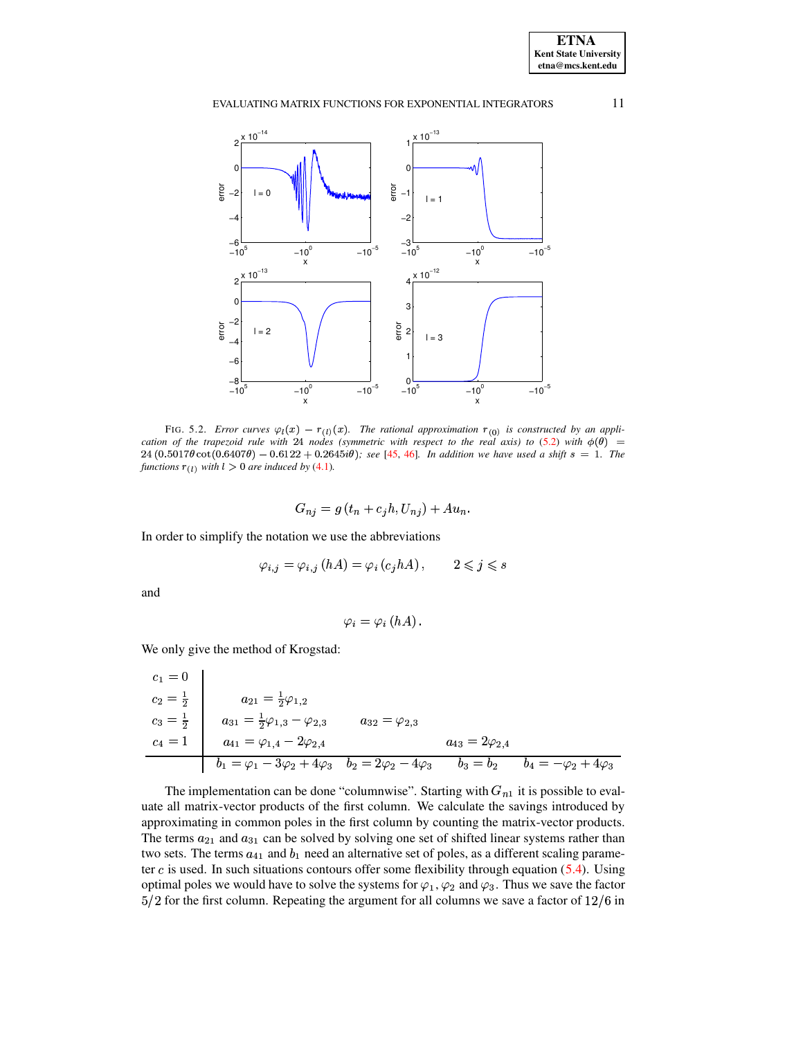FIG. 5.2. *Error curves $\varphi_l(x) - r_{(l)}(x)$. The rational approximation $r_{(0)}$ is constructed by an application of the trapezoid rule with 24 nodes (symmetric with respect to the real axis) to (5.2) with $\phi(\theta) = 24\,(0.5017\theta \cot(0.6407\theta) - 0.6122 + 0.2645i\theta)$; see [45, 46]. In addition we have used a shift $s = 1$. The functions $r_{(l)}$ with $l > 0$ are induced by (4.1).*

$$G_{nj} = g\left(t_n + c_j h, U_{nj}\right) + A u_n.$$

In order to simplify the notation we use the abbreviations

$$\varphi_{i,j} = \varphi_{i,j}\left(hA\right) = \varphi_i\left(c_j hA\right), \qquad 2 \leqslant j \leqslant s$$

and

$$\varphi_i = \varphi_i\left(hA\right).$$

We only give the method of Krogstad:

| | | | | |
|---|---|---|---|---|
| $c_1 = 0$ | | | | |
| $c_2 = \frac{1}{2}$ | $a_{21} = \frac{1}{2}\varphi_{1,2}$ | | | |
| $c_3 = \frac{1}{2}$ | $a_{31} = \frac{1}{2}\varphi_{1,3} - \varphi_{2,3}$ | $a_{32} = \varphi_{2,3}$ | | |
| $c_4 = 1$ | $a_{41} = \varphi_{1,4} - 2\varphi_{2,4}$ | | $a_{43} = 2\varphi_{2,4}$ | |
| | $b_1 = \varphi_1 - 3\varphi_2 + 4\varphi_3$ | $b_2 = 2\varphi_2 - 4\varphi_3$ | $b_3 = b_2$ | $b_4 = -\varphi_2 + 4\varphi_3$ |

The implementation can be done "columnwise". Starting with $G_{n1}$ it is possible to evaluate all matrix-vector products of the first column. We calculate the savings introduced by approximating in common poles in the first column by counting the matrix-vector products. The terms $a_{21}$ and $a_{31}$ can be solved by solving one set of shifted linear systems rather than two sets. The terms $a_{41}$ and $b_1$ need an alternative set of poles, as a different scaling parameter $c$ is used. In such situations contours offer some flexibility through equation (5.4). Using optimal poles we would have to solve the systems for $\varphi_1$, $\varphi_2$ and $\varphi_3$. Thus we save the factor $5/2$ for the first column. Repeating the argument for all columns we save a factor of $12/6$ in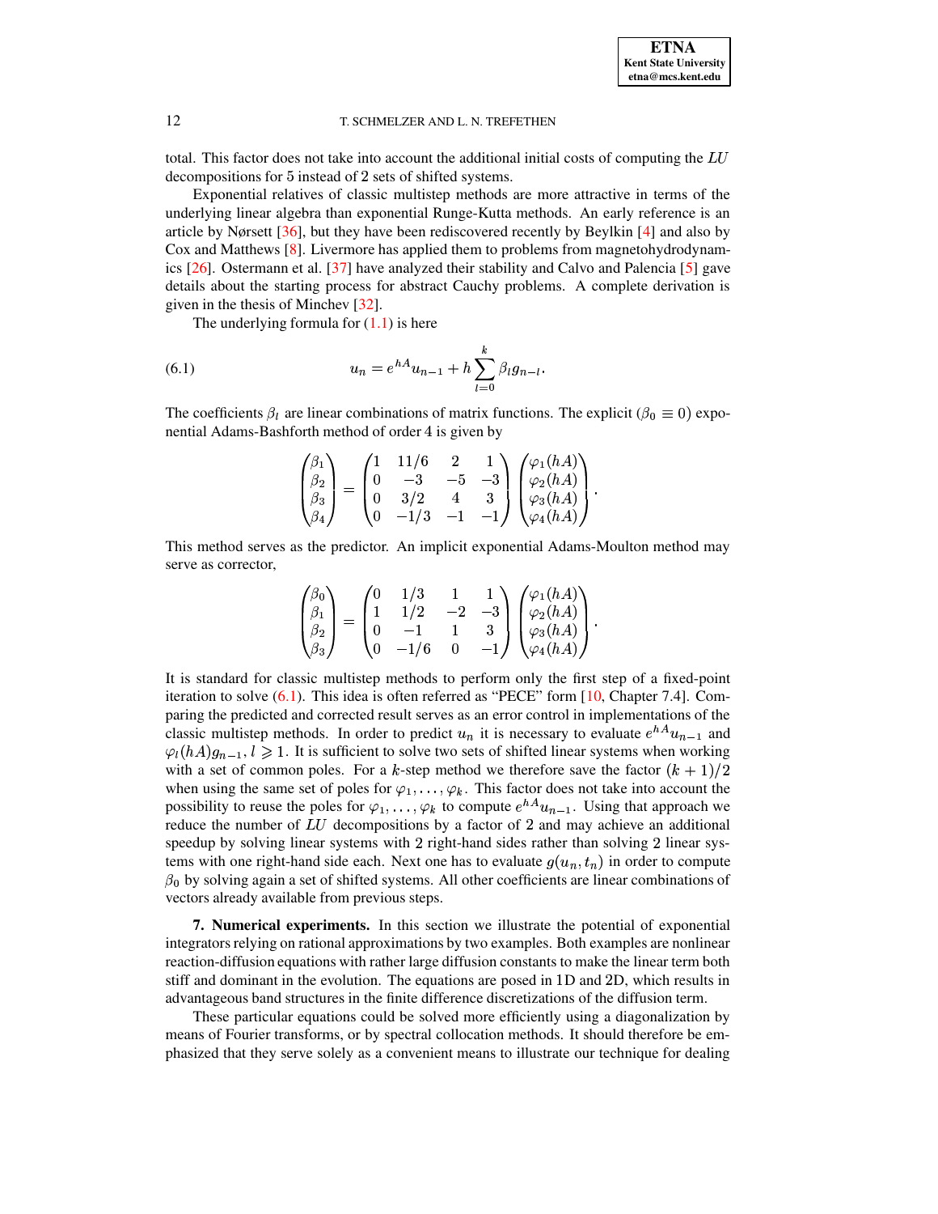total. This factor does not take into account the additional initial costs of computing the $LU$ decompositions for 5 instead of 2 sets of shifted systems.

Exponential relatives of classic multistep methods are more attractive in terms of the underlying linear algebra than exponential Runge-Kutta methods. An early reference is an article by Nørsett [36], but they have been rediscovered recently by Beylkin [4] and also by Cox and Matthews [8]. Livermore has applied them to problems from magnetohydrodynamics [26]. Ostermann et al. [37] have analyzed their stability and Calvo and Palencia [5] gave details about the starting process for abstract Cauchy problems. A complete derivation is given in the thesis of Minchev [32].

The underlying formula for (1.1) is here

$$u_n = e^{hA} u_{n-1} + h \sum_{l=0}^{k} \beta_l g_{n-l}. \tag{6.1}$$

The coefficients $\beta_l$ are linear combinations of matrix functions. The explicit ($\beta_0 \equiv 0$) exponential Adams-Bashforth method of order 4 is given by

$$\begin{pmatrix} \beta_1 \\ \beta_2 \\ \beta_3 \\ \beta_4 \end{pmatrix} = \begin{pmatrix} 1 & 11/6 & 2 & 1 \\ 0 & -3 & -5 & -3 \\ 0 & 3/2 & 4 & 3 \\ 0 & -1/3 & -1 & -1 \end{pmatrix} \begin{pmatrix} \varphi_1(hA) \\ \varphi_2(hA) \\ \varphi_3(hA) \\ \varphi_4(hA) \end{pmatrix}.$$

This method serves as the predictor. An implicit exponential Adams-Moulton method may serve as corrector,

$$\begin{pmatrix} \beta_0 \\ \beta_1 \\ \beta_2 \\ \beta_3 \end{pmatrix} = \begin{pmatrix} 0 & 1/3 & 1 & 1 \\ 1 & 1/2 & -2 & -3 \\ 0 & -1 & 1 & 3 \\ 0 & -1/6 & 0 & -1 \end{pmatrix} \begin{pmatrix} \varphi_1(hA) \\ \varphi_2(hA) \\ \varphi_3(hA) \\ \varphi_4(hA) \end{pmatrix}.$$

It is standard for classic multistep methods to perform only the first step of a fixed-point iteration to solve (6.1). This idea is often referred as "PECE" form [10, Chapter 7.4]. Comparing the predicted and corrected result serves as an error control in implementations of the classic multistep methods. In order to predict $u_n$ it is necessary to evaluate $e^{hA}u_{n-1}$ and $\varphi_l(hA)g_{n-1}, l \geqslant 1$. It is sufficient to solve two sets of shifted linear systems when working with a set of common poles. For a $k$-step method we therefore save the factor $(k+1)/2$ when using the same set of poles for $\varphi_1, \ldots, \varphi_k$. This factor does not take into account the possibility to reuse the poles for $\varphi_1, \ldots, \varphi_k$ to compute $e^{hA}u_{n-1}$. Using that approach we reduce the number of $LU$ decompositions by a factor of 2 and may achieve an additional speedup by solving linear systems with 2 right-hand sides rather than solving 2 linear systems with one right-hand side each. Next one has to evaluate $g(u_n, t_n)$ in order to compute $\beta_0$ by solving again a set of shifted systems. All other coefficients are linear combinations of vectors already available from previous steps.

## 7. Numerical experiments.

In this section we illustrate the potential of exponential integrators relying on rational approximations by two examples. Both examples are nonlinear reaction-diffusion equations with rather large diffusion constants to make the linear term both stiff and dominant in the evolution. The equations are posed in 1D and 2D, which results in advantageous band structures in the finite difference discretizations of the diffusion term.

These particular equations could be solved more efficiently using a diagonalization by means of Fourier transforms, or by spectral collocation methods. It should therefore be emphasized that they serve solely as a convenient means to illustrate our technique for dealing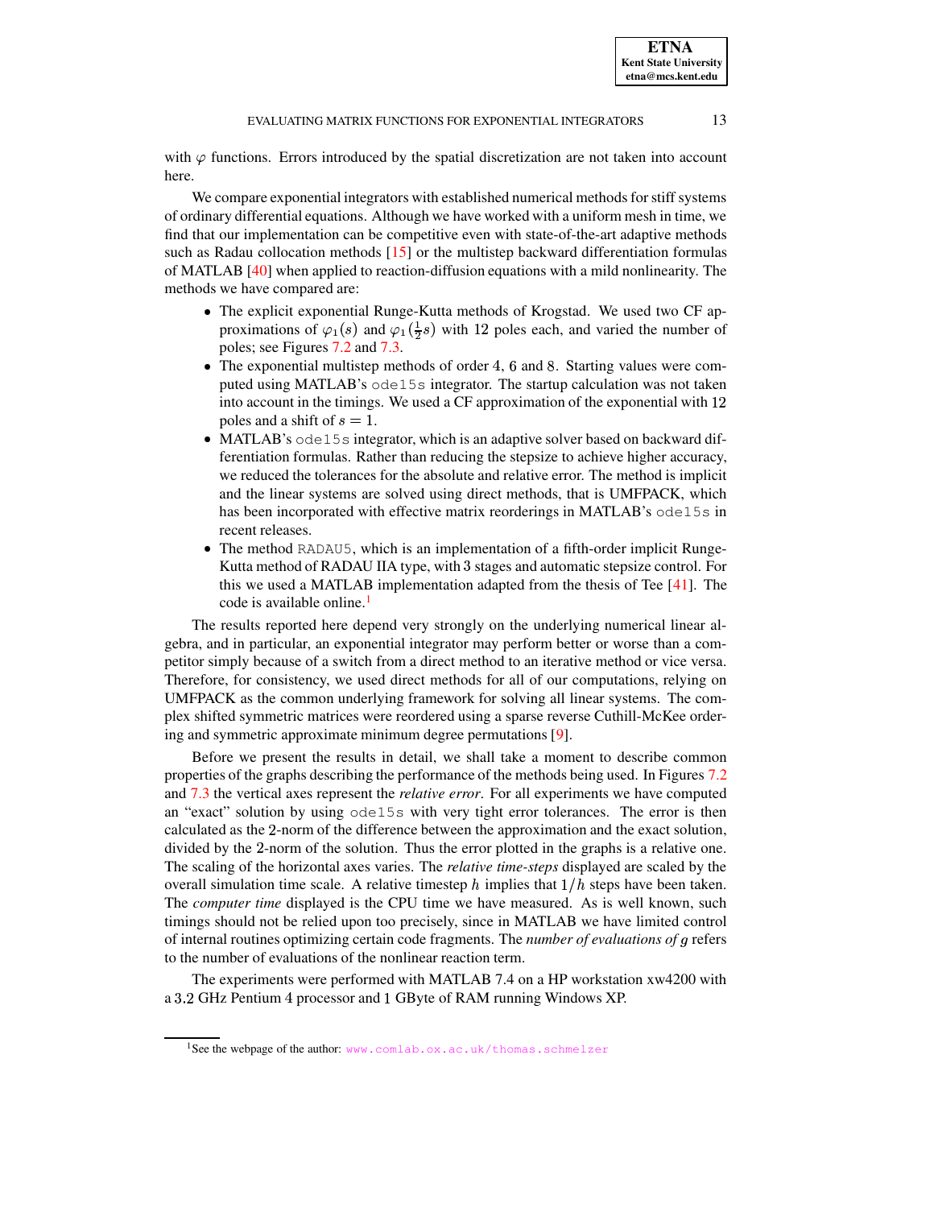with $\varphi$ functions. Errors introduced by the spatial discretization are not taken into account here.

We compare exponential integrators with established numerical methods for stiff systems of ordinary differential equations. Although we have worked with a uniform mesh in time, we find that our implementation can be competitive even with state-of-the-art adaptive methods such as Radau collocation methods [15] or the multistep backward differentiation formulas of MATLAB [40] when applied to reaction-diffusion equations with a mild nonlinearity. The methods we have compared are:

- The explicit exponential Runge-Kutta methods of Krogstad. We used two CF approximations of $\varphi_1(s)$ and $\varphi_1(\frac{1}{2}s)$ with 12 poles each, and varied the number of poles; see Figures 7.2 and 7.3.
- The exponential multistep methods of order 4, 6 and 8. Starting values were computed using MATLAB's `ode15s` integrator. The startup calculation was not taken into account in the timings. We used a CF approximation of the exponential with 12 poles and a shift of $s = 1$.
- MATLAB's `ode15s` integrator, which is an adaptive solver based on backward differentiation formulas. Rather than reducing the stepsize to achieve higher accuracy, we reduced the tolerances for the absolute and relative error. The method is implicit and the linear systems are solved using direct methods, that is UMFPACK, which has been incorporated with effective matrix reorderings in MATLAB's `ode15s` in recent releases.
- The method `RADAU5`, which is an implementation of a fifth-order implicit Runge-Kutta method of RADAU IIA type, with 3 stages and automatic stepsize control. For this we used a MATLAB implementation adapted from the thesis of Tee [41]. The code is available online.[1]

The results reported here depend very strongly on the underlying numerical linear algebra, and in particular, an exponential integrator may perform better or worse than a competitor simply because of a switch from a direct method to an iterative method or vice versa. Therefore, for consistency, we used direct methods for all of our computations, relying on UMFPACK as the common underlying framework for solving all linear systems. The complex shifted symmetric matrices were reordered using a sparse reverse Cuthill-McKee ordering and symmetric approximate minimum degree permutations [9].

Before we present the results in detail, we shall take a moment to describe common properties of the graphs describing the performance of the methods being used. In Figures 7.2 and 7.3 the vertical axes represent the *relative error*. For all experiments we have computed an "exact" solution by using `ode15s` with very tight error tolerances. The error is then calculated as the 2-norm of the difference between the approximation and the exact solution, divided by the 2-norm of the solution. Thus the error plotted in the graphs is a relative one. The scaling of the horizontal axes varies. The *relative time-steps* displayed are scaled by the overall simulation time scale. A relative timestep $h$ implies that $1/h$ steps have been taken. The *computer time* displayed is the CPU time we have measured. As is well known, such timings should not be relied upon too precisely, since in MATLAB we have limited control of internal routines optimizing certain code fragments. The *number of evaluations of $g$* refers to the number of evaluations of the nonlinear reaction term.

The experiments were performed with MATLAB 7.4 on a HP workstation xw4200 with a 3.2 GHz Pentium 4 processor and 1 GByte of RAM running Windows XP.

[1] See the webpage of the author: www.comlab.ox.ac.uk/thomas.schmelzer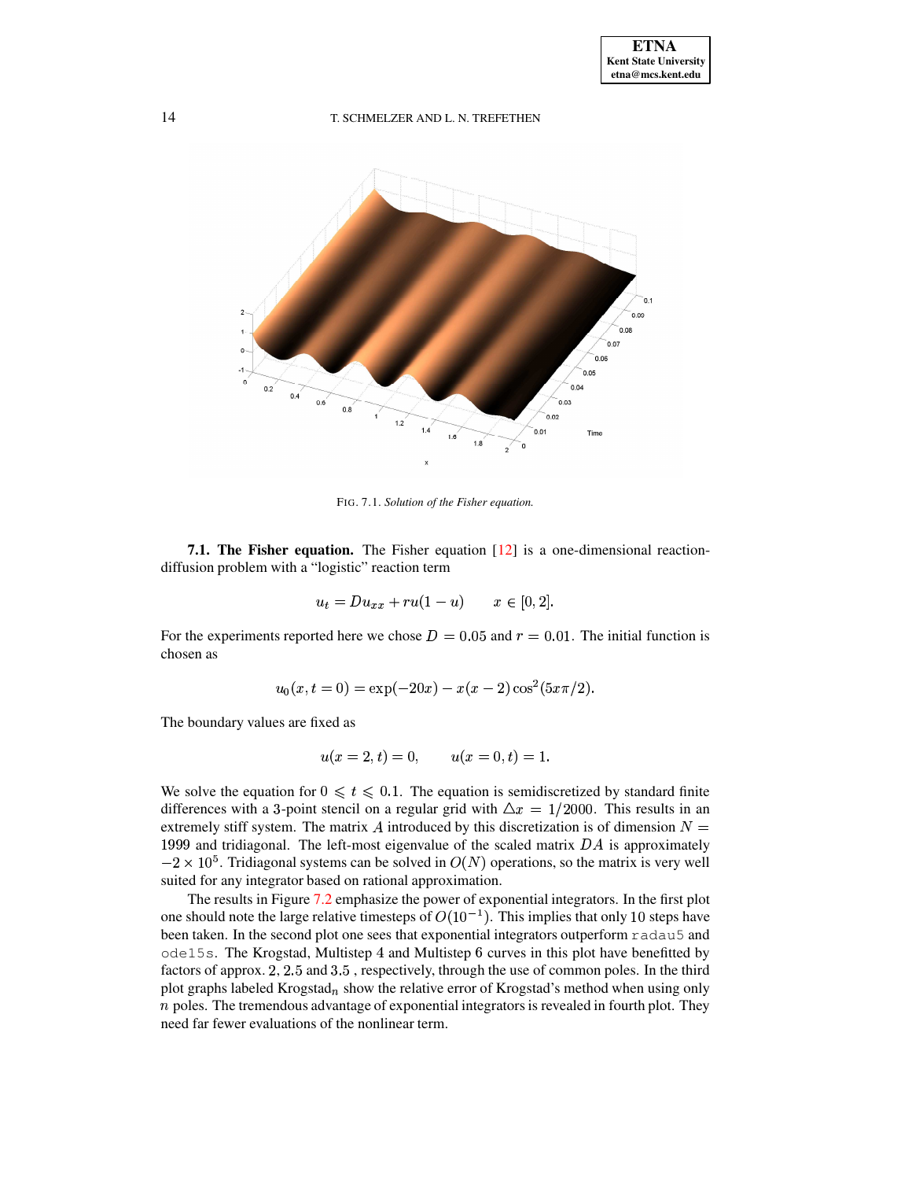FIG. 7.1. *Solution of the Fisher equation.*

**7.1. The Fisher equation.** The Fisher equation [12] is a one-dimensional reaction-diffusion problem with a "logistic" reaction term

$$u_t = Du_{xx} + ru(1-u) \qquad x \in [0,2].$$

For the experiments reported here we chose $D = 0.05$ and $r = 0.01$. The initial function is chosen as

$$u_0(x, t=0) = \exp(-20x) - x(x-2)\cos^2(5x\pi/2).$$

The boundary values are fixed as

$$u(x=2,t) = 0, \qquad u(x=0,t) = 1.$$

We solve the equation for $0 \leqslant t \leqslant 0.1$. The equation is semidiscretized by standard finite differences with a 3-point stencil on a regular grid with $\triangle x = 1/2000$. This results in an extremely stiff system. The matrix $A$ introduced by this discretization is of dimension $N = 1999$ and tridiagonal. The left-most eigenvalue of the scaled matrix $DA$ is approximately $-2 \times 10^5$. Tridiagonal systems can be solved in $O(N)$ operations, so the matrix is very well suited for any integrator based on rational approximation.

The results in Figure 7.2 emphasize the power of exponential integrators. In the first plot one should note the large relative timesteps of $O(10^{-1})$. This implies that only 10 steps have been taken. In the second plot one sees that exponential integrators outperform `radau5` and `ode15s`. The Krogstad, Multistep 4 and Multistep 6 curves in this plot have benefitted by factors of approx. 2, 2.5 and 3.5 , respectively, through the use of common poles. In the third plot graphs labeled Krogstad$_n$ show the relative error of Krogstad's method when using only $n$ poles. The tremendous advantage of exponential integrators is revealed in fourth plot. They need far fewer evaluations of the nonlinear term.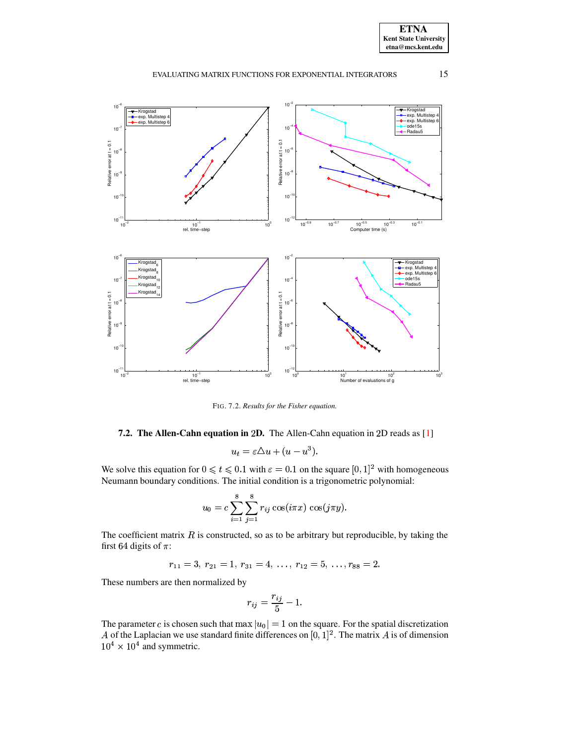FIG. 7.2. *Results for the Fisher equation.*

### 7.2. The Allen-Cahn equation in 2D.

The Allen-Cahn equation in 2D reads as [1]

$$u_t = \varepsilon \triangle u + (u - u^3).$$

We solve this equation for $0 \leqslant t \leqslant 0.1$ with $\varepsilon = 0.1$ on the square $[0,1]^2$ with homogeneous Neumann boundary conditions. The initial condition is a trigonometric polynomial:

$$u_0 = c \sum_{i=1}^{8} \sum_{j=1}^{8} r_{ij} \cos(i\pi x)\, \cos(j\pi y).$$

The coefficient matrix $R$ is constructed, so as to be arbitrary but reproducible, by taking the first 64 digits of $\pi$:

$$r_{11} = 3,\ r_{21} = 1,\ r_{31} = 4,\ \ldots,\ r_{12} = 5,\ \ldots, r_{88} = 2.$$

These numbers are then normalized by

$$r_{ij} = \frac{r_{ij}}{5} - 1.$$

The parameter $c$ is chosen such that $\max |u_0| = 1$ on the square. For the spatial discretization $A$ of the Laplacian we use standard finite differences on $[0,1]^2$. The matrix $A$ is of dimension $10^4 \times 10^4$ and symmetric.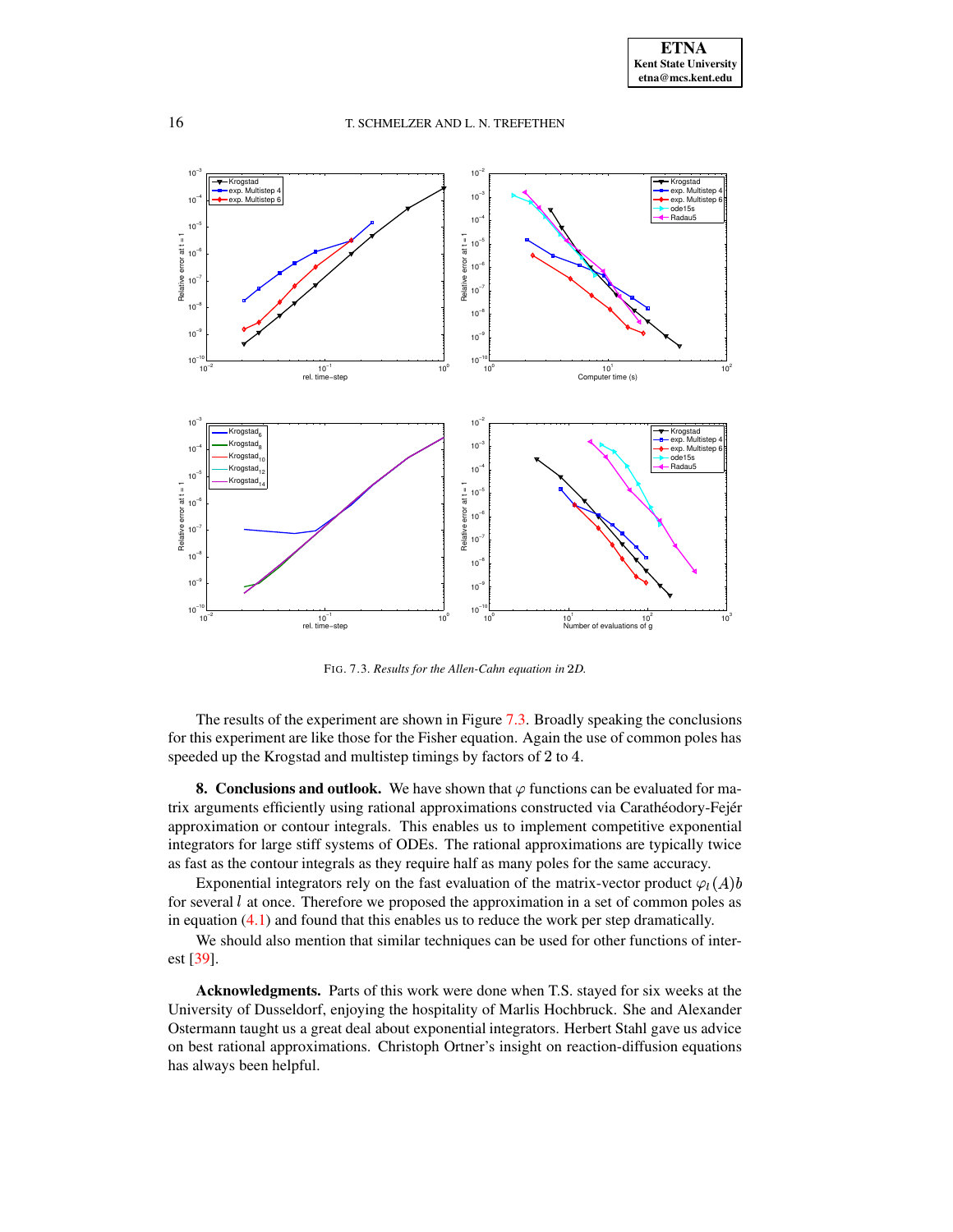FIG. 7.3. *Results for the Allen-Cahn equation in* 2*D.*

The results of the experiment are shown in Figure 7.3. Broadly speaking the conclusions for this experiment are like those for the Fisher equation. Again the use of common poles has speeded up the Krogstad and multistep timings by factors of 2 to 4.

## 8. Conclusions and outlook.

We have shown that $\varphi$ functions can be evaluated for matrix arguments efficiently using rational approximations constructed via Carathéodory-Fejér approximation or contour integrals. This enables us to implement competitive exponential integrators for large stiff systems of ODEs. The rational approximations are typically twice as fast as the contour integrals as they require half as many poles for the same accuracy.

Exponential integrators rely on the fast evaluation of the matrix-vector product $\varphi_l(A)b$ for several $l$ at once. Therefore we proposed the approximation in a set of common poles as in equation (4.1) and found that this enables us to reduce the work per step dramatically.

We should also mention that similar techniques can be used for other functions of interest [39].

**Acknowledgments.** Parts of this work were done when T.S. stayed for six weeks at the University of Dusseldorf, enjoying the hospitality of Marlis Hochbruck. She and Alexander Ostermann taught us a great deal about exponential integrators. Herbert Stahl gave us advice on best rational approximations. Christoph Ortner's insight on reaction-diffusion equations has always been helpful.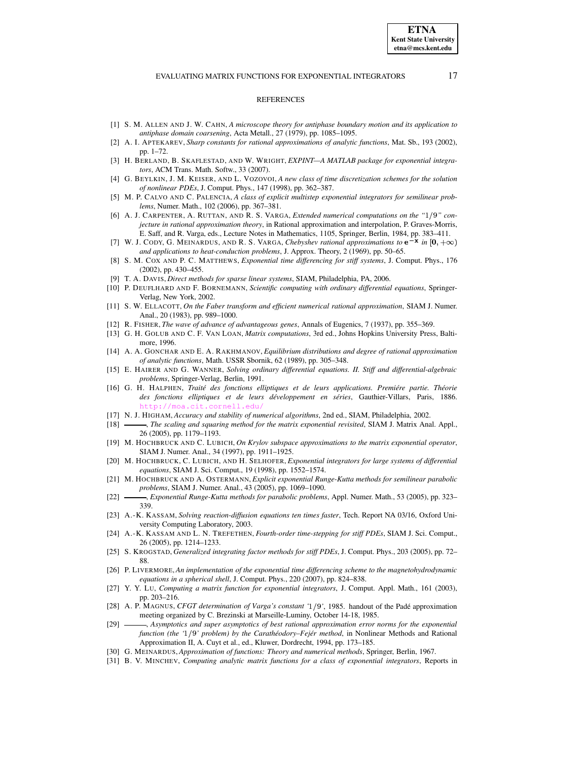## REFERENCES

[1] S. M. ALLEN AND J. W. CAHN, *A microscope theory for antiphase boundary motion and its application to antiphase domain coarsening*, Acta Metall., 27 (1979), pp. 1085–1095.

[2] A. I. APTEKAREV, *Sharp constants for rational approximations of analytic functions*, Mat. Sb., 193 (2002), pp. 1–72.

[3] H. BERLAND, B. SKAFLESTAD, AND W. WRIGHT, *EXPINT—A MATLAB package for exponential integrators*, ACM Trans. Math. Softw., 33 (2007).

[4] G. BEYLKIN, J. M. KEISER, AND L. VOZOVOI, *A new class of time discretization schemes for the solution of nonlinear PDEs*, J. Comput. Phys., 147 (1998), pp. 362–387.

[5] M. P. CALVO AND C. PALENCIA, *A class of explicit multistep exponential integrators for semilinear problems*, Numer. Math., 102 (2006), pp. 367–381.

[6] A. J. CARPENTER, A. RUTTAN, AND R. S. VARGA, *Extended numerical computations on the "1/9" conjecture in rational approximation theory*, in Rational approximation and interpolation, P. Graves-Morris, E. Saff, and R. Varga, eds., Lecture Notes in Mathematics, 1105, Springer, Berlin, 1984, pp. 383–411.

[7] W. J. CODY, G. MEINARDUS, AND R. S. VARGA, *Chebyshev rational approximations to* $\mathbf{e^{-x}}$ *in* $[0, +\infty)$ *and applications to heat-conduction problems*, J. Approx. Theory, 2 (1969), pp. 50–65.

[8] S. M. COX AND P. C. MATTHEWS, *Exponential time differencing for stiff systems*, J. Comput. Phys., 176 (2002), pp. 430–455.

[9] T. A. DAVIS, *Direct methods for sparse linear systems*, SIAM, Philadelphia, PA, 2006.

[10] P. DEUFLHARD AND F. BORNEMANN, *Scientific computing with ordinary differential equations*, Springer-Verlag, New York, 2002.

[11] S. W. ELLACOTT, *On the Faber transform and efficient numerical rational approximation*, SIAM J. Numer. Anal., 20 (1983), pp. 989–1000.

[12] R. FISHER, *The wave of advance of advantageous genes*, Annals of Eugenics, 7 (1937), pp. 355–369.

[13] G. H. GOLUB AND C. F. VAN LOAN, *Matrix computations*, 3rd ed., Johns Hopkins University Press, Baltimore, 1996.

[14] A. A. GONCHAR AND E. A. RAKHMANOV, *Equilibrium distributions and degree of rational approximation of analytic functions*, Math. USSR Sbornik, 62 (1989), pp. 305–348.

[15] E. HAIRER AND G. WANNER, *Solving ordinary differential equations. II. Stiff and differential-algebraic problems*, Springer-Verlag, Berlin, 1991.

[16] G. H. HALPHEN, *Traité des fonctions elliptiques et de leurs applications. Premiére partie. Théorie des fonctions elliptiques et de leurs développement en séries*, Gauthier-Villars, Paris, 1886. http://moa.cit.cornell.edu/

[17] N. J. HIGHAM, *Accuracy and stability of numerical algorithms*, 2nd ed., SIAM, Philadelphia, 2002.

[18] ———, *The scaling and squaring method for the matrix exponential revisited*, SIAM J. Matrix Anal. Appl., 26 (2005), pp. 1179–1193.

[19] M. HOCHBRUCK AND C. LUBICH, *On Krylov subspace approximations to the matrix exponential operator*, SIAM J. Numer. Anal., 34 (1997), pp. 1911–1925.

[20] M. HOCHBRUCK, C. LUBICH, AND H. SELHOFER, *Exponential integrators for large systems of differential equations*, SIAM J. Sci. Comput., 19 (1998), pp. 1552–1574.

[21] M. HOCHBRUCK AND A. OSTERMANN, *Explicit exponential Runge-Kutta methods for semilinear parabolic problems*, SIAM J. Numer. Anal., 43 (2005), pp. 1069–1090.

[22] ———, *Exponential Runge-Kutta methods for parabolic problems*, Appl. Numer. Math., 53 (2005), pp. 323–339.

[23] A.-K. KASSAM, *Solving reaction-diffusion equations ten times faster*, Tech. Report NA 03/16, Oxford University Computing Laboratory, 2003.

[24] A.-K. KASSAM AND L. N. TREFETHEN, *Fourth-order time-stepping for stiff PDEs*, SIAM J. Sci. Comput., 26 (2005), pp. 1214–1233.

[25] S. KROGSTAD, *Generalized integrating factor methods for stiff PDEs*, J. Comput. Phys., 203 (2005), pp. 72–88.

[26] P. LIVERMORE, *An implementation of the exponential time differencing scheme to the magnetohydrodynamic equations in a spherical shell*, J. Comput. Phys., 220 (2007), pp. 824–838.

[27] Y. Y. LU, *Computing a matrix function for exponential integrators*, J. Comput. Appl. Math., 161 (2003), pp. 203–216.

[28] A. P. MAGNUS, *CFGT determination of Varga's constant '1/9'*, 1985. handout of the Padé approximation meeting organized by C. Brezinski at Marseille-Luminy, October 14-18, 1985.

[29] ———, *Asymptotics and super asymptotics of best rational approximation error norms for the exponential function (the '1/9' problem) by the Carathéodory–Fejér method*, in Nonlinear Methods and Rational Approximation II, A. Cuyt et al., ed., Kluwer, Dordrecht, 1994, pp. 173–185.

[30] G. MEINARDUS, *Approximation of functions: Theory and numerical methods*, Springer, Berlin, 1967.

[31] B. V. MINCHEV, *Computing analytic matrix functions for a class of exponential integrators*, Reports in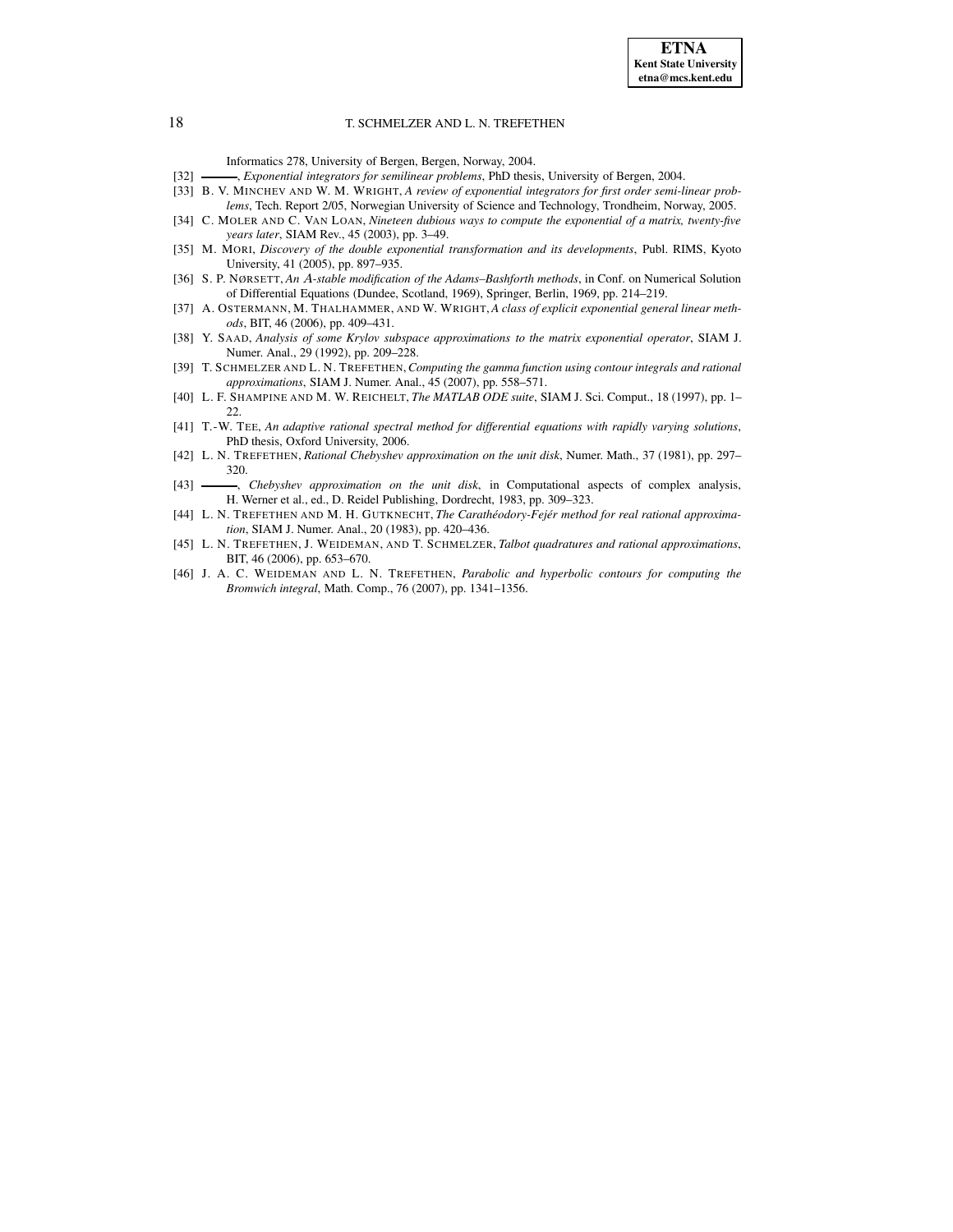Informatics 278, University of Bergen, Bergen, Norway, 2004.

[32] ———, *Exponential integrators for semilinear problems*, PhD thesis, University of Bergen, 2004.

[33] B. V. MINCHEV AND W. M. WRIGHT, *A review of exponential integrators for first order semi-linear problems*, Tech. Report 2/05, Norwegian University of Science and Technology, Trondheim, Norway, 2005.

[34] C. MOLER AND C. VAN LOAN, *Nineteen dubious ways to compute the exponential of a matrix, twenty-five years later*, SIAM Rev., 45 (2003), pp. 3–49.

[35] M. MORI, *Discovery of the double exponential transformation and its developments*, Publ. RIMS, Kyoto University, 41 (2005), pp. 897–935.

[36] S. P. NØRSETT, *An $A$-stable modification of the Adams–Bashforth methods*, in Conf. on Numerical Solution of Differential Equations (Dundee, Scotland, 1969), Springer, Berlin, 1969, pp. 214–219.

[37] A. OSTERMANN, M. THALHAMMER, AND W. WRIGHT, *A class of explicit exponential general linear methods*, BIT, 46 (2006), pp. 409–431.

[38] Y. SAAD, *Analysis of some Krylov subspace approximations to the matrix exponential operator*, SIAM J. Numer. Anal., 29 (1992), pp. 209–228.

[39] T. SCHMELZER AND L. N. TREFETHEN, *Computing the gamma function using contour integrals and rational approximations*, SIAM J. Numer. Anal., 45 (2007), pp. 558–571.

[40] L. F. SHAMPINE AND M. W. REICHELT, *The MATLAB ODE suite*, SIAM J. Sci. Comput., 18 (1997), pp. 1–22.

[41] T.-W. TEE, *An adaptive rational spectral method for differential equations with rapidly varying solutions*, PhD thesis, Oxford University, 2006.

[42] L. N. TREFETHEN, *Rational Chebyshev approximation on the unit disk*, Numer. Math., 37 (1981), pp. 297–320.

[43] ———, *Chebyshev approximation on the unit disk*, in Computational aspects of complex analysis, H. Werner et al., ed., D. Reidel Publishing, Dordrecht, 1983, pp. 309–323.

[44] L. N. TREFETHEN AND M. H. GUTKNECHT, *The Carathéodory-Fejér method for real rational approximation*, SIAM J. Numer. Anal., 20 (1983), pp. 420–436.

[45] L. N. TREFETHEN, J. WEIDEMAN, AND T. SCHMELZER, *Talbot quadratures and rational approximations*, BIT, 46 (2006), pp. 653–670.

[46] J. A. C. WEIDEMAN AND L. N. TREFETHEN, *Parabolic and hyperbolic contours for computing the Bromwich integral*, Math. Comp., 76 (2007), pp. 1341–1356.